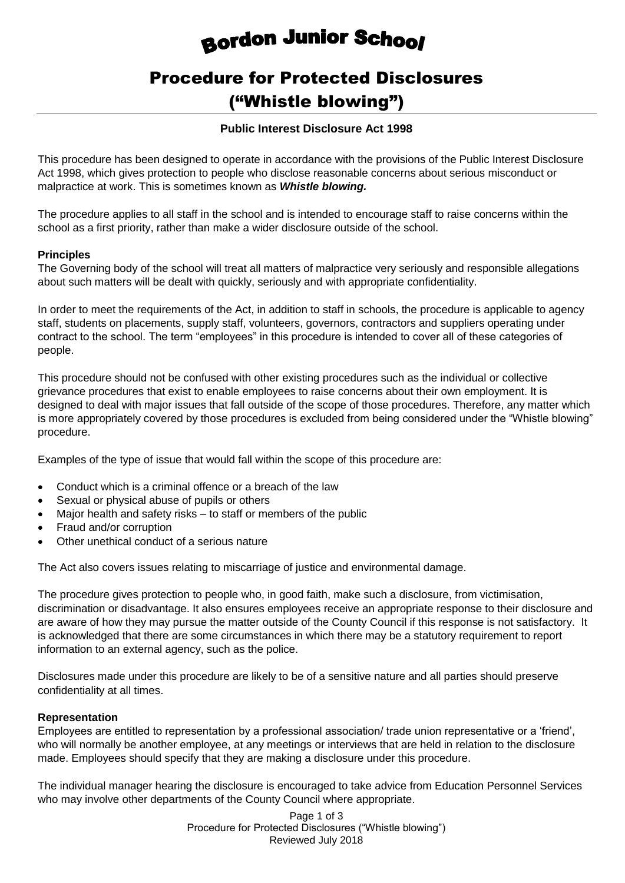# Bordon Junior School

## Procedure for Protected Disclosures ("Whistle blowing")

**Public Interest Disclosure Act 1998**

This procedure has been designed to operate in accordance with the provisions of the Public Interest Disclosure Act 1998, which gives protection to people who disclose reasonable concerns about serious misconduct or malpractice at work. This is sometimes known as ***Whistle blowing.***

The procedure applies to all staff in the school and is intended to encourage staff to raise concerns within the school as a first priority, rather than make a wider disclosure outside of the school.

**Principles**

The Governing body of the school will treat all matters of malpractice very seriously and responsible allegations about such matters will be dealt with quickly, seriously and with appropriate confidentiality.

In order to meet the requirements of the Act, in addition to staff in schools, the procedure is applicable to agency staff, students on placements, supply staff, volunteers, governors, contractors and suppliers operating under contract to the school. The term "employees" in this procedure is intended to cover all of these categories of people.

This procedure should not be confused with other existing procedures such as the individual or collective grievance procedures that exist to enable employees to raise concerns about their own employment. It is designed to deal with major issues that fall outside of the scope of those procedures. Therefore, any matter which is more appropriately covered by those procedures is excluded from being considered under the "Whistle blowing" procedure.

Examples of the type of issue that would fall within the scope of this procedure are:

- Conduct which is a criminal offence or a breach of the law
- Sexual or physical abuse of pupils or others
- Major health and safety risks – to staff or members of the public
- Fraud and/or corruption
- Other unethical conduct of a serious nature

The Act also covers issues relating to miscarriage of justice and environmental damage.

The procedure gives protection to people who, in good faith, make such a disclosure, from victimisation, discrimination or disadvantage. It also ensures employees receive an appropriate response to their disclosure and are aware of how they may pursue the matter outside of the County Council if this response is not satisfactory. It is acknowledged that there are some circumstances in which there may be a statutory requirement to report information to an external agency, such as the police.

Disclosures made under this procedure are likely to be of a sensitive nature and all parties should preserve confidentiality at all times.

**Representation**

Employees are entitled to representation by a professional association/ trade union representative or a 'friend', who will normally be another employee, at any meetings or interviews that are held in relation to the disclosure made. Employees should specify that they are making a disclosure under this procedure.

The individual manager hearing the disclosure is encouraged to take advice from Education Personnel Services who may involve other departments of the County Council where appropriate.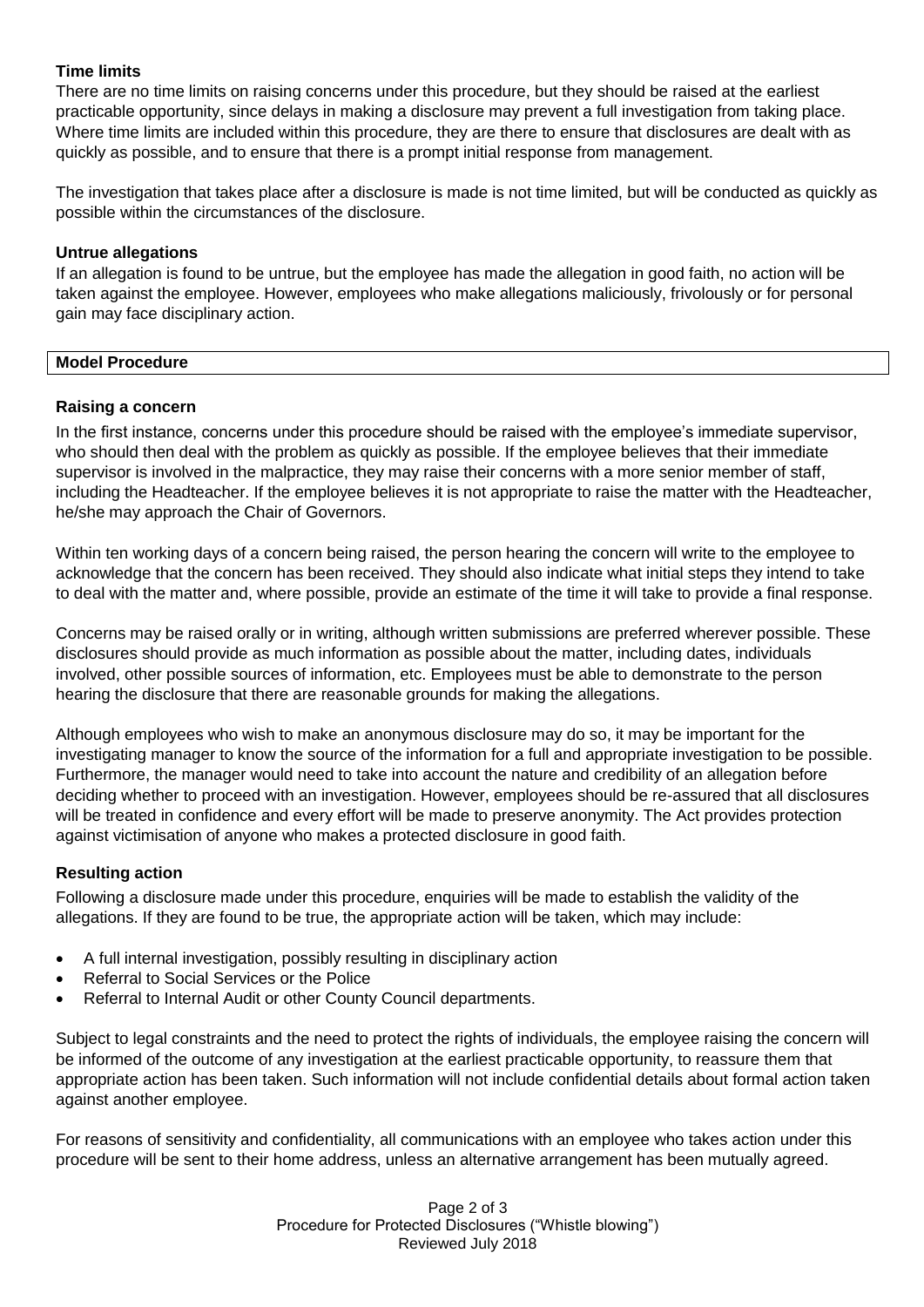### Time limits

There are no time limits on raising concerns under this procedure, but they should be raised at the earliest practicable opportunity, since delays in making a disclosure may prevent a full investigation from taking place. Where time limits are included within this procedure, they are there to ensure that disclosures are dealt with as quickly as possible, and to ensure that there is a prompt initial response from management.

The investigation that takes place after a disclosure is made is not time limited, but will be conducted as quickly as possible within the circumstances of the disclosure.

### Untrue allegations

If an allegation is found to be untrue, but the employee has made the allegation in good faith, no action will be taken against the employee. However, employees who make allegations maliciously, frivolously or for personal gain may face disciplinary action.

## Model Procedure

### Raising a concern

In the first instance, concerns under this procedure should be raised with the employee's immediate supervisor, who should then deal with the problem as quickly as possible. If the employee believes that their immediate supervisor is involved in the malpractice, they may raise their concerns with a more senior member of staff, including the Headteacher. If the employee believes it is not appropriate to raise the matter with the Headteacher, he/she may approach the Chair of Governors.

Within ten working days of a concern being raised, the person hearing the concern will write to the employee to acknowledge that the concern has been received. They should also indicate what initial steps they intend to take to deal with the matter and, where possible, provide an estimate of the time it will take to provide a final response.

Concerns may be raised orally or in writing, although written submissions are preferred wherever possible. These disclosures should provide as much information as possible about the matter, including dates, individuals involved, other possible sources of information, etc. Employees must be able to demonstrate to the person hearing the disclosure that there are reasonable grounds for making the allegations.

Although employees who wish to make an anonymous disclosure may do so, it may be important for the investigating manager to know the source of the information for a full and appropriate investigation to be possible. Furthermore, the manager would need to take into account the nature and credibility of an allegation before deciding whether to proceed with an investigation. However, employees should be re-assured that all disclosures will be treated in confidence and every effort will be made to preserve anonymity. The Act provides protection against victimisation of anyone who makes a protected disclosure in good faith.

### Resulting action

Following a disclosure made under this procedure, enquiries will be made to establish the validity of the allegations. If they are found to be true, the appropriate action will be taken, which may include:

- A full internal investigation, possibly resulting in disciplinary action
- Referral to Social Services or the Police
- Referral to Internal Audit or other County Council departments.

Subject to legal constraints and the need to protect the rights of individuals, the employee raising the concern will be informed of the outcome of any investigation at the earliest practicable opportunity, to reassure them that appropriate action has been taken. Such information will not include confidential details about formal action taken against another employee.

For reasons of sensitivity and confidentiality, all communications with an employee who takes action under this procedure will be sent to their home address, unless an alternative arrangement has been mutually agreed.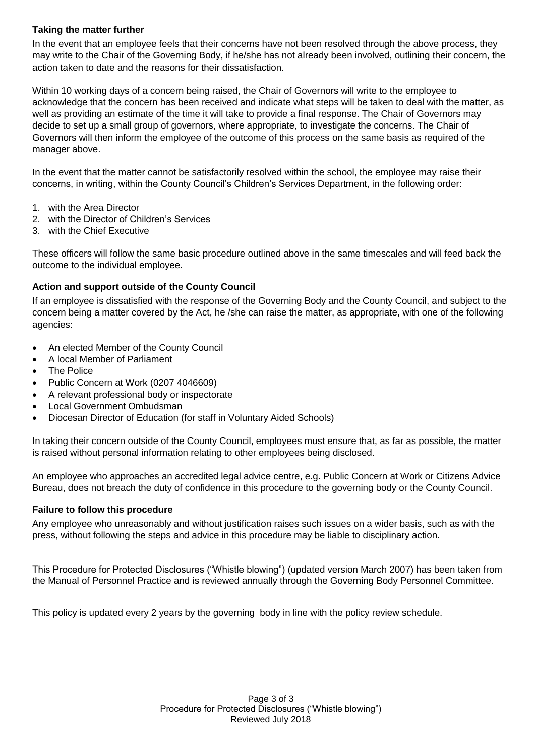**Taking the matter further**

In the event that an employee feels that their concerns have not been resolved through the above process, they may write to the Chair of the Governing Body, if he/she has not already been involved, outlining their concern, the action taken to date and the reasons for their dissatisfaction.

Within 10 working days of a concern being raised, the Chair of Governors will write to the employee to acknowledge that the concern has been received and indicate what steps will be taken to deal with the matter, as well as providing an estimate of the time it will take to provide a final response. The Chair of Governors may decide to set up a small group of governors, where appropriate, to investigate the concerns. The Chair of Governors will then inform the employee of the outcome of this process on the same basis as required of the manager above.

In the event that the matter cannot be satisfactorily resolved within the school, the employee may raise their concerns, in writing, within the County Council's Children's Services Department, in the following order:

1. with the Area Director
2. with the Director of Children's Services
3. with the Chief Executive

These officers will follow the same basic procedure outlined above in the same timescales and will feed back the outcome to the individual employee.

**Action and support outside of the County Council**

If an employee is dissatisfied with the response of the Governing Body and the County Council, and subject to the concern being a matter covered by the Act, he /she can raise the matter, as appropriate, with one of the following agencies:

- An elected Member of the County Council
- A local Member of Parliament
- The Police
- Public Concern at Work (0207 4046609)
- A relevant professional body or inspectorate
- Local Government Ombudsman
- Diocesan Director of Education (for staff in Voluntary Aided Schools)

In taking their concern outside of the County Council, employees must ensure that, as far as possible, the matter is raised without personal information relating to other employees being disclosed.

An employee who approaches an accredited legal advice centre, e.g. Public Concern at Work or Citizens Advice Bureau, does not breach the duty of confidence in this procedure to the governing body or the County Council.

**Failure to follow this procedure**

Any employee who unreasonably and without justification raises such issues on a wider basis, such as with the press, without following the steps and advice in this procedure may be liable to disciplinary action.

---

This Procedure for Protected Disclosures ("Whistle blowing") (updated version March 2007) has been taken from the Manual of Personnel Practice and is reviewed annually through the Governing Body Personnel Committee.

This policy is updated every 2 years by the governing body in line with the policy review schedule.